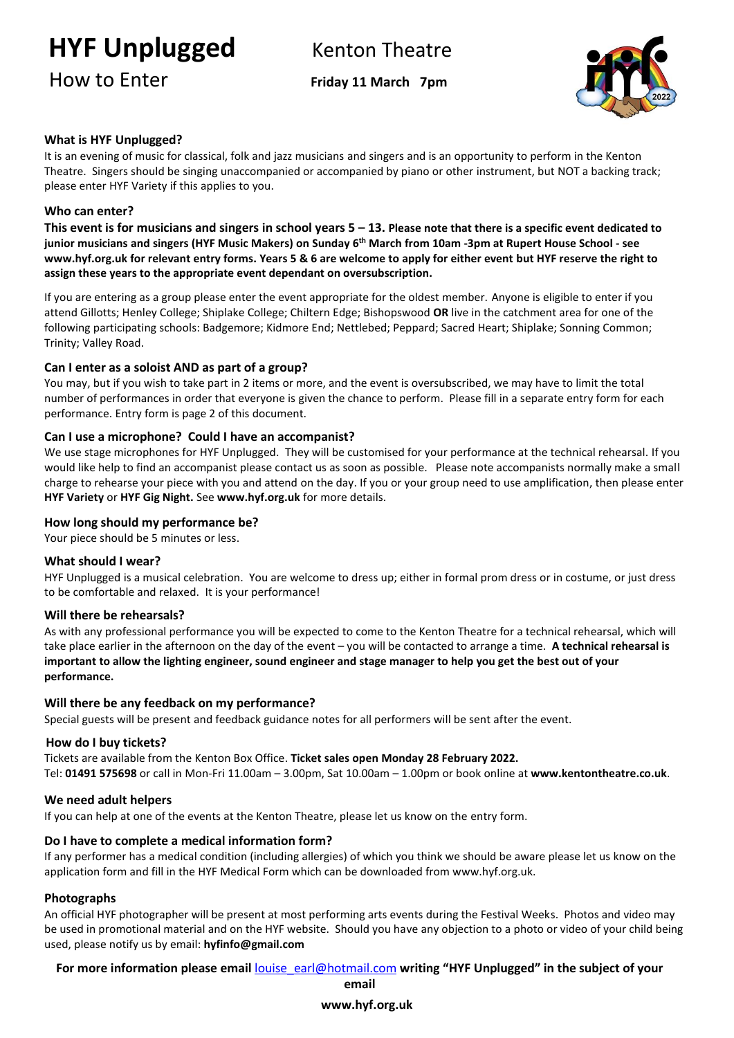# HYF Unplugged

## How to Enter

Kenton Theatre

**Friday 11 March 7pm**

### What is HYF Unplugged?

It is an evening of music for classical, folk and jazz musicians and singers and is an opportunity to perform in the Kenton Theatre. Singers should be singing unaccompanied or accompanied by piano or other instrument, but NOT a backing track; please enter HYF Variety if this applies to you.

### Who can enter?

**This event is for musicians and singers in school years 5 – 13. Please note that there is a specific event dedicated to junior musicians and singers (HYF Music Makers) on Sunday 6th March from 10am -3pm at Rupert House School - see www.hyf.org.uk for relevant entry forms. Years 5 & 6 are welcome to apply for either event but HYF reserve the right to assign these years to the appropriate event dependant on oversubscription.**

If you are entering as a group please enter the event appropriate for the oldest member. Anyone is eligible to enter if you attend Gillotts; Henley College; Shiplake College; Chiltern Edge; Bishopswood **OR** live in the catchment area for one of the following participating schools: Badgemore; Kidmore End; Nettlebed; Peppard; Sacred Heart; Shiplake; Sonning Common; Trinity; Valley Road.

### Can I enter as a soloist AND as part of a group?

You may, but if you wish to take part in 2 items or more, and the event is oversubscribed, we may have to limit the total number of performances in order that everyone is given the chance to perform. Please fill in a separate entry form for each performance. Entry form is page 2 of this document.

### Can I use a microphone? Could I have an accompanist?

We use stage microphones for HYF Unplugged. They will be customised for your performance at the technical rehearsal. If you would like help to find an accompanist please contact us as soon as possible. Please note accompanists normally make a small charge to rehearse your piece with you and attend on the day. If you or your group need to use amplification, then please enter **HYF Variety** or **HYF Gig Night.** See **www.hyf.org.uk** for more details.

### How long should my performance be?

Your piece should be 5 minutes or less.

### What should I wear?

HYF Unplugged is a musical celebration. You are welcome to dress up; either in formal prom dress or in costume, or just dress to be comfortable and relaxed. It is your performance!

### Will there be rehearsals?

As with any professional performance you will be expected to come to the Kenton Theatre for a technical rehearsal, which will take place earlier in the afternoon on the day of the event – you will be contacted to arrange a time. **A technical rehearsal is important to allow the lighting engineer, sound engineer and stage manager to help you get the best out of your performance.**

### Will there be any feedback on my performance?

Special guests will be present and feedback guidance notes for all performers will be sent after the event.

### How do I buy tickets?

Tickets are available from the Kenton Box Office. **Ticket sales open Monday 28 February 2022.**
Tel: **01491 575698** or call in Mon-Fri 11.00am – 3.00pm, Sat 10.00am – 1.00pm or book online at **www.kentontheatre.co.uk**.

### We need adult helpers

If you can help at one of the events at the Kenton Theatre, please let us know on the entry form.

### Do I have to complete a medical information form?

If any performer has a medical condition (including allergies) of which you think we should be aware please let us know on the application form and fill in the HYF Medical Form which can be downloaded from www.hyf.org.uk.

### Photographs

An official HYF photographer will be present at most performing arts events during the Festival Weeks. Photos and video may be used in promotional material and on the HYF website. Should you have any objection to a photo or video of your child being used, please notify us by email: **hyfinfo@gmail.com**

**For more information please email** louise_earl@hotmail.com **writing "HYF Unplugged" in the subject of your email**

**www.hyf.org.uk**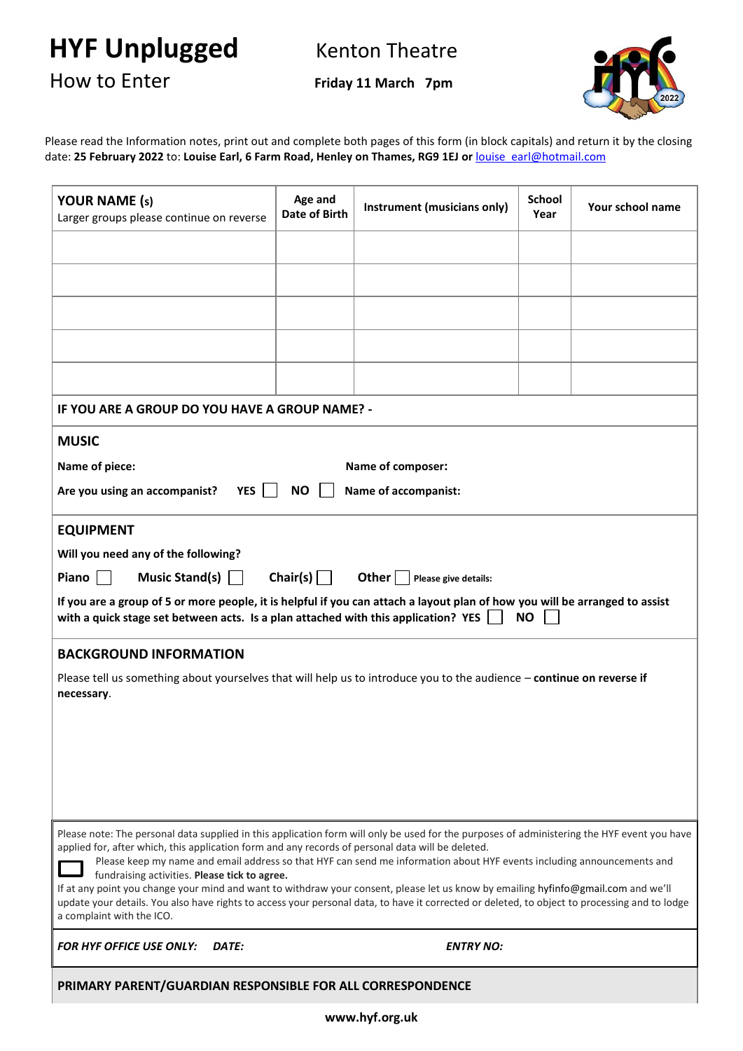# HYF Unplugged

## How to Enter

**Kenton Theatre**

**Friday 11 March 7pm**

Please read the Information notes, print out and complete both pages of this form (in block capitals) and return it by the closing date: **25 February 2022** to: **Louise Earl, 6 Farm Road, Henley on Thames, RG9 1EJ or** louise_earl@hotmail.com

| **YOUR NAME (s)** Larger groups please continue on reverse | **Age and Date of Birth** | **Instrument (musicians only)** | **School Year** | **Your school name** |
|---|---|---|---|---|
| | | | | |
| | | | | |
| | | | | |
| | | | | |
| | | | | |

**IF YOU ARE A GROUP DO YOU HAVE A GROUP NAME? -**

## MUSIC

**Name of piece:** **Name of composer:**

**Are you using an accompanist? YES ☐ NO ☐ Name of accompanist:**

## EQUIPMENT

**Will you need any of the following?**

**Piano ☐ Music Stand(s) ☐ Chair(s) ☐ Other ☐ Please give details:**

**If you are a group of 5 or more people, it is helpful if you can attach a layout plan of how you will be arranged to assist with a quick stage set between acts. Is a plan attached with this application? YES ☐ NO ☐**

## BACKGROUND INFORMATION

Please tell us something about yourselves that will help us to introduce you to the audience – **continue on reverse if necessary**.

Please note: The personal data supplied in this application form will only be used for the purposes of administering the HYF event you have applied for, after which, this application form and any records of personal data will be deleted.

☐ Please keep my name and email address so that HYF can send me information about HYF events including announcements and fundraising activities. **Please tick to agree.**

If at any point you change your mind and want to withdraw your consent, please let us know by emailing hyfinfo@gmail.com and we'll update your details. You also have rights to access your personal data, to have it corrected or deleted, to object to processing and to lodge a complaint with the ICO.

***FOR HYF OFFICE USE ONLY: DATE: ENTRY NO:***

**PRIMARY PARENT/GUARDIAN RESPONSIBLE FOR ALL CORRESPONDENCE**

**www.hyf.org.uk**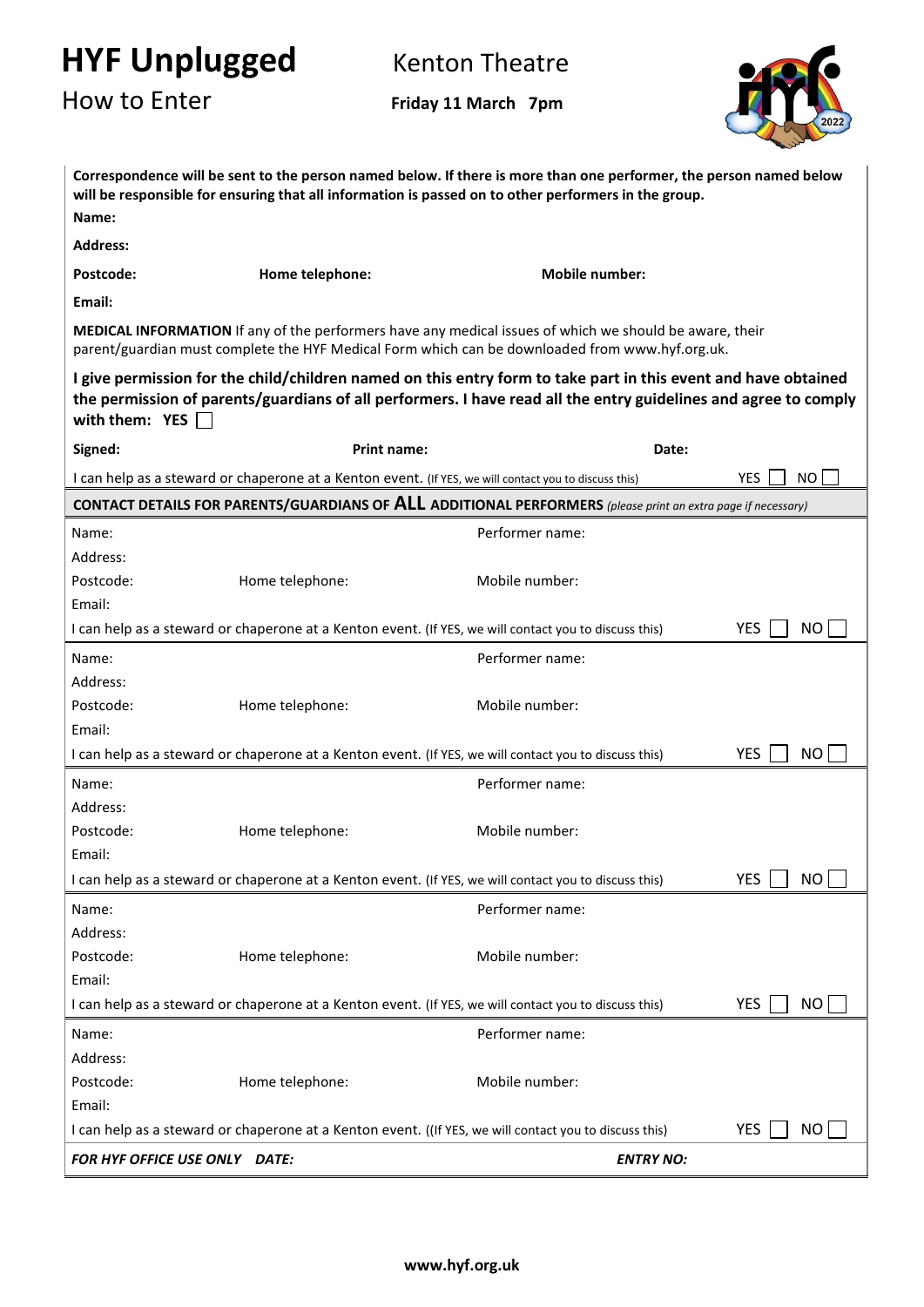# HYF Unplugged

## How to Enter

Kenton Theatre

**Friday 11 March 7pm**

**Correspondence will be sent to the person named below. If there is more than one performer, the person named below will be responsible for ensuring that all information is passed on to other performers in the group.**

**Name:**

**Address:**

**Postcode:** **Home telephone:** **Mobile number:**

**Email:**

**MEDICAL INFORMATION** If any of the performers have any medical issues of which we should be aware, their parent/guardian must complete the HYF Medical Form which can be downloaded from www.hyf.org.uk.

**I give permission for the child/children named on this entry form to take part in this event and have obtained the permission of parents/guardians of all performers. I have read all the entry guidelines and agree to comply with them: YES ☐**

**Signed:** **Print name:** **Date:**

I can help as a steward or chaperone at a Kenton event. (If YES, we will contact you to discuss this) YES ☐ NO ☐

**CONTACT DETAILS FOR PARENTS/GUARDIANS OF ALL ADDITIONAL PERFORMERS** *(please print an extra page if necessary)*

Name: Performer name:

Address:

Postcode: Home telephone: Mobile number:

Email:

I can help as a steward or chaperone at a Kenton event. (If YES, we will contact you to discuss this) YES ☐ NO ☐

---

Name: Performer name:

Address:

Postcode: Home telephone: Mobile number:

Email:

I can help as a steward or chaperone at a Kenton event. (If YES, we will contact you to discuss this) YES ☐ NO ☐

---

Name: Performer name:

Address:

Postcode: Home telephone: Mobile number:

Email:

I can help as a steward or chaperone at a Kenton event. (If YES, we will contact you to discuss this) YES ☐ NO ☐

---

Name: Performer name:

Address:

Postcode: Home telephone: Mobile number:

Email:

I can help as a steward or chaperone at a Kenton event. (If YES, we will contact you to discuss this) YES ☐ NO ☐

---

Name: Performer name:

Address:

Postcode: Home telephone: Mobile number:

Email:

I can help as a steward or chaperone at a Kenton event. ((If YES, we will contact you to discuss this) YES ☐ NO ☐

***FOR HYF OFFICE USE ONLY DATE:*** ***ENTRY NO:***

**www.hyf.org.uk**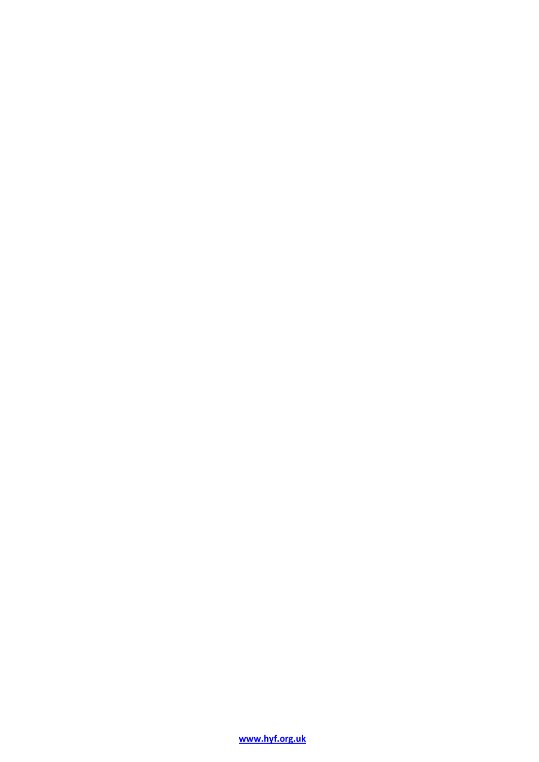**[www.hyf.org.uk](http://www.hyf.org.uk)**